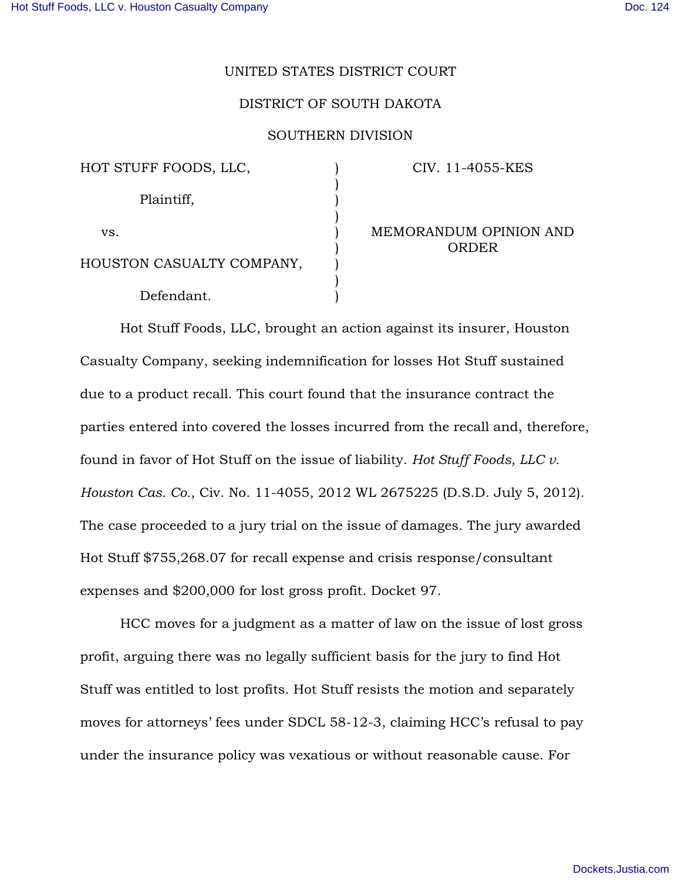UNITED STATES DISTRICT COURT

DISTRICT OF SOUTH DAKOTA

SOUTHERN DIVISION

| | | |
|---|---|---|
| HOT STUFF FOODS, LLC,<br><br>Plaintiff,<br><br>vs.<br><br>HOUSTON CASUALTY COMPANY,<br><br>Defendant. | ) | CIV. 11-4055-KES<br><br>MEMORANDUM OPINION AND ORDER |

Hot Stuff Foods, LLC, brought an action against its insurer, Houston Casualty Company, seeking indemnification for losses Hot Stuff sustained due to a product recall. This court found that the insurance contract the parties entered into covered the losses incurred from the recall and, therefore, found in favor of Hot Stuff on the issue of liability. *Hot Stuff Foods, LLC v. Houston Cas. Co.*, Civ. No. 11-4055, 2012 WL 2675225 (D.S.D. July 5, 2012). The case proceeded to a jury trial on the issue of damages. The jury awarded Hot Stuff $755,268.07 for recall expense and crisis response/consultant expenses and $200,000 for lost gross profit. Docket 97.

HCC moves for a judgment as a matter of law on the issue of lost gross profit, arguing there was no legally sufficient basis for the jury to find Hot Stuff was entitled to lost profits. Hot Stuff resists the motion and separately moves for attorneys' fees under SDCL 58-12-3, claiming HCC's refusal to pay under the insurance policy was vexatious or without reasonable cause. For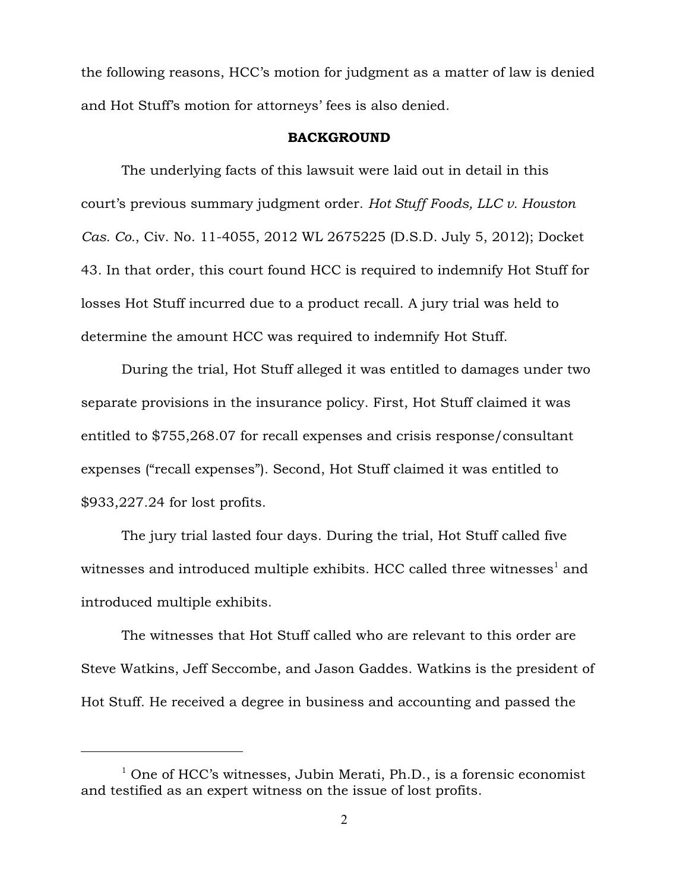the following reasons, HCC's motion for judgment as a matter of law is denied and Hot Stuff's motion for attorneys' fees is also denied.

**BACKGROUND**

The underlying facts of this lawsuit were laid out in detail in this court's previous summary judgment order. *Hot Stuff Foods, LLC v. Houston Cas. Co.*, Civ. No. 11-4055, 2012 WL 2675225 (D.S.D. July 5, 2012); Docket 43. In that order, this court found HCC is required to indemnify Hot Stuff for losses Hot Stuff incurred due to a product recall. A jury trial was held to determine the amount HCC was required to indemnify Hot Stuff.

During the trial, Hot Stuff alleged it was entitled to damages under two separate provisions in the insurance policy. First, Hot Stuff claimed it was entitled to $755,268.07 for recall expenses and crisis response/consultant expenses ("recall expenses"). Second, Hot Stuff claimed it was entitled to $933,227.24 for lost profits.

The jury trial lasted four days. During the trial, Hot Stuff called five witnesses and introduced multiple exhibits. HCC called three witnesses[1] and introduced multiple exhibits.

The witnesses that Hot Stuff called who are relevant to this order are Steve Watkins, Jeff Seccombe, and Jason Gaddes. Watkins is the president of Hot Stuff. He received a degree in business and accounting and passed the

---

[1] One of HCC's witnesses, Jubin Merati, Ph.D., is a forensic economist and testified as an expert witness on the issue of lost profits.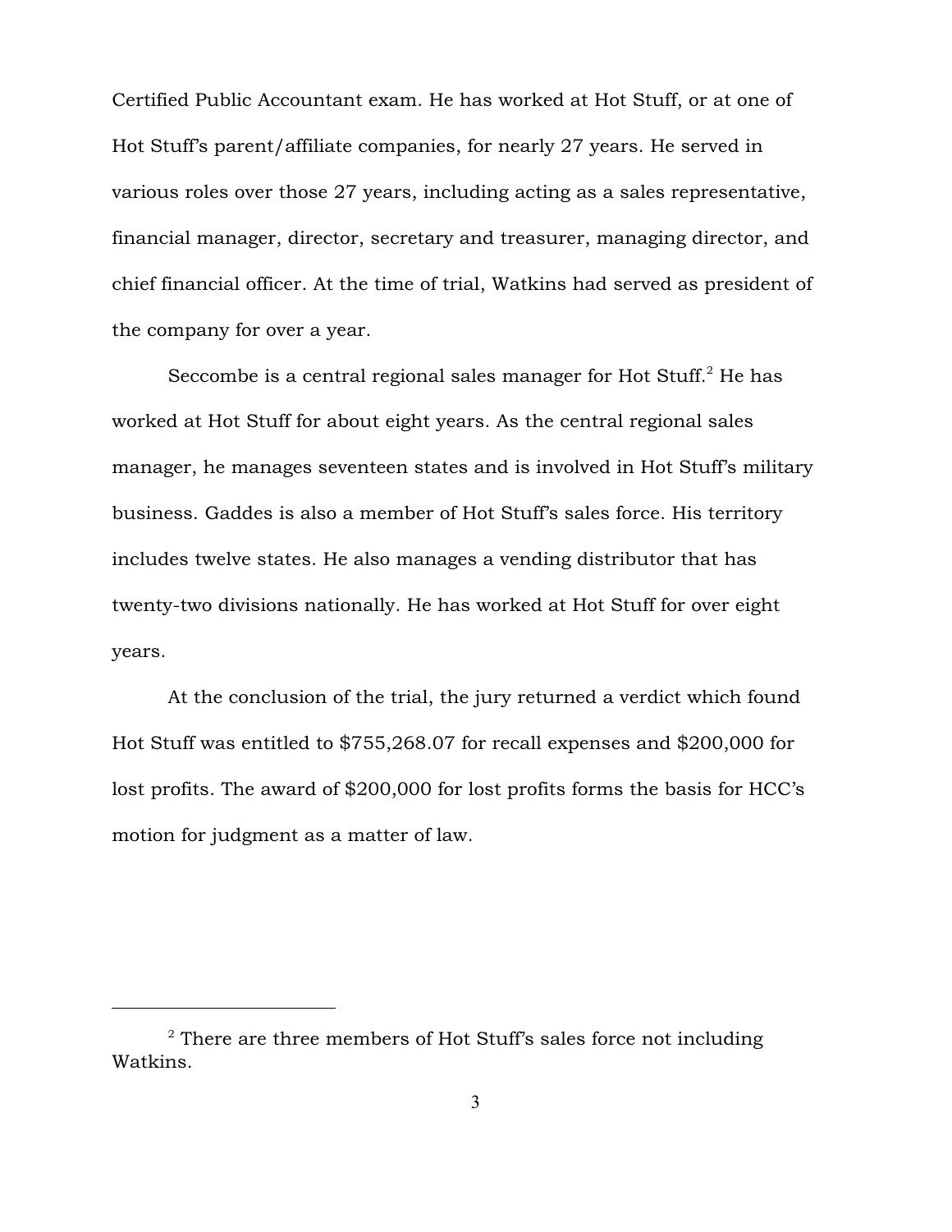Certified Public Accountant exam. He has worked at Hot Stuff, or at one of Hot Stuff's parent/affiliate companies, for nearly 27 years. He served in various roles over those 27 years, including acting as a sales representative, financial manager, director, secretary and treasurer, managing director, and chief financial officer. At the time of trial, Watkins had served as president of the company for over a year.

Seccombe is a central regional sales manager for Hot Stuff.[2] He has worked at Hot Stuff for about eight years. As the central regional sales manager, he manages seventeen states and is involved in Hot Stuff's military business. Gaddes is also a member of Hot Stuff's sales force. His territory includes twelve states. He also manages a vending distributor that has twenty-two divisions nationally. He has worked at Hot Stuff for over eight years.

At the conclusion of the trial, the jury returned a verdict which found Hot Stuff was entitled to $755,268.07 for recall expenses and $200,000 for lost profits. The award of $200,000 for lost profits forms the basis for HCC's motion for judgment as a matter of law.

---

[2] There are three members of Hot Stuff's sales force not including Watkins.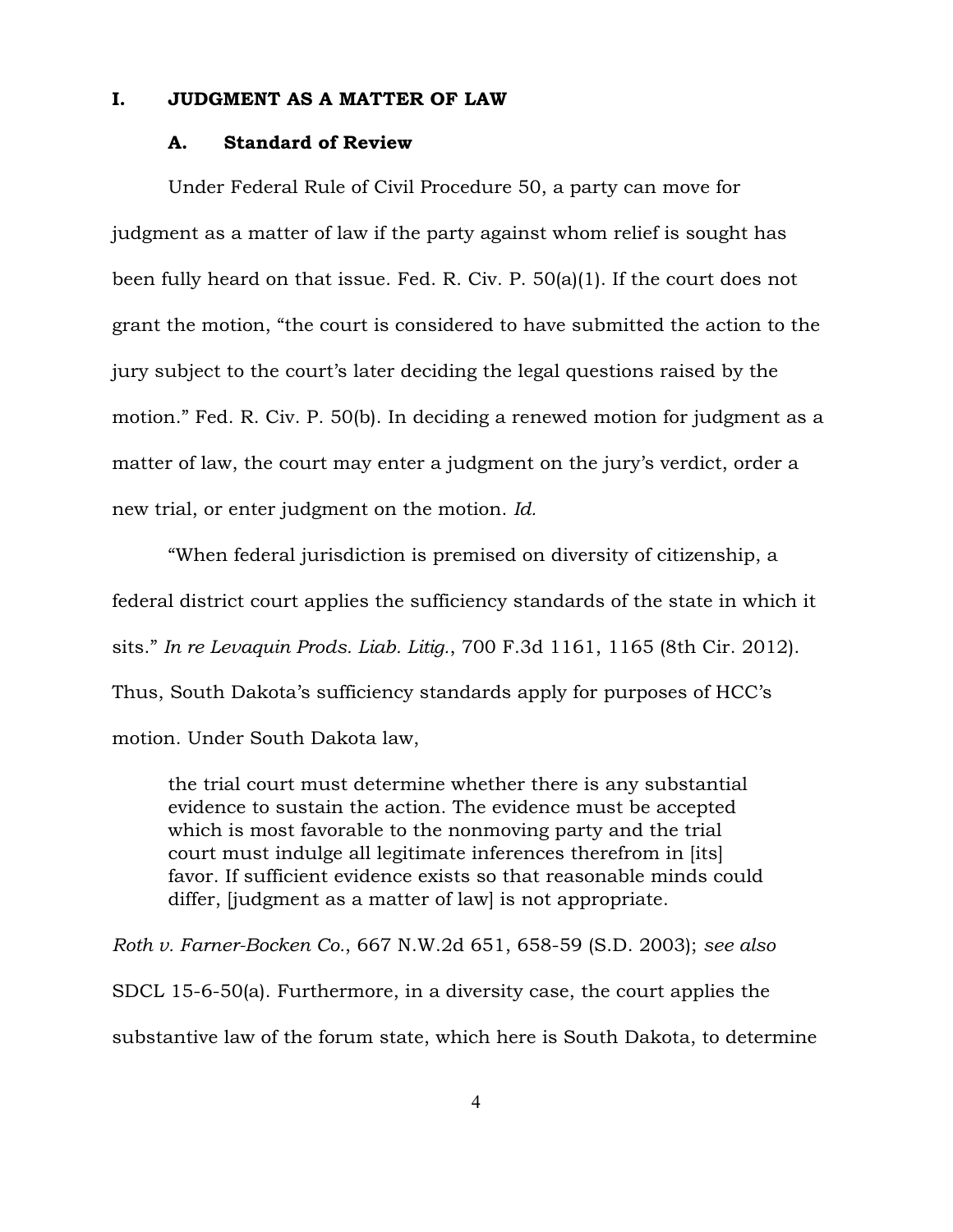## I. JUDGMENT AS A MATTER OF LAW

### A. Standard of Review

Under Federal Rule of Civil Procedure 50, a party can move for judgment as a matter of law if the party against whom relief is sought has been fully heard on that issue. Fed. R. Civ. P. 50(a)(1). If the court does not grant the motion, "the court is considered to have submitted the action to the jury subject to the court's later deciding the legal questions raised by the motion." Fed. R. Civ. P. 50(b). In deciding a renewed motion for judgment as a matter of law, the court may enter a judgment on the jury's verdict, order a new trial, or enter judgment on the motion. *Id.*

"When federal jurisdiction is premised on diversity of citizenship, a federal district court applies the sufficiency standards of the state in which it sits." *In re Levaquin Prods. Liab. Litig.*, 700 F.3d 1161, 1165 (8th Cir. 2012). Thus, South Dakota's sufficiency standards apply for purposes of HCC's motion. Under South Dakota law,

> the trial court must determine whether there is any substantial evidence to sustain the action. The evidence must be accepted which is most favorable to the nonmoving party and the trial court must indulge all legitimate inferences therefrom in [its] favor. If sufficient evidence exists so that reasonable minds could differ, [judgment as a matter of law] is not appropriate.

*Roth v. Farner-Bocken Co.*, 667 N.W.2d 651, 658-59 (S.D. 2003); *see also* SDCL 15-6-50(a). Furthermore, in a diversity case, the court applies the substantive law of the forum state, which here is South Dakota, to determine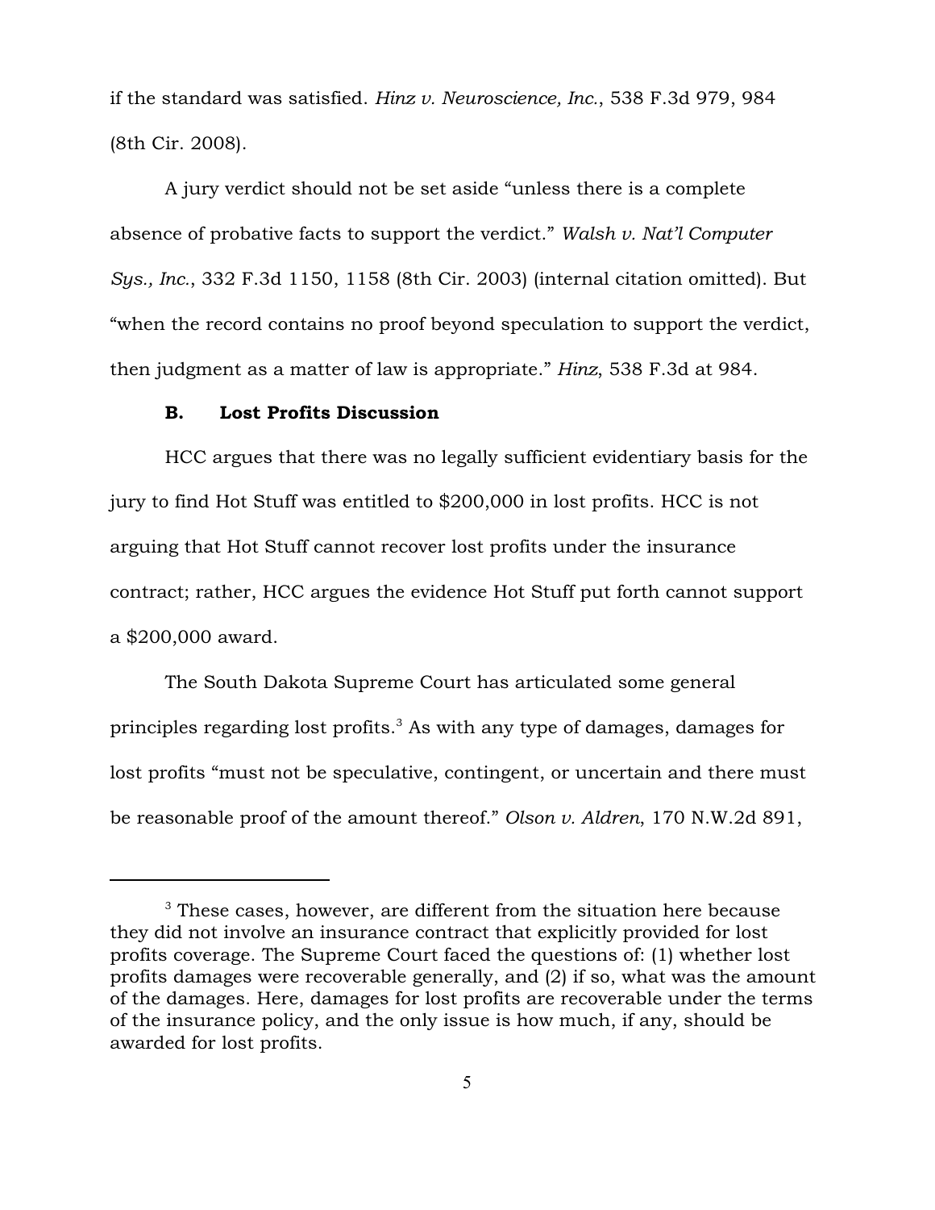if the standard was satisfied. *Hinz v. Neuroscience, Inc.*, 538 F.3d 979, 984 (8th Cir. 2008).

A jury verdict should not be set aside "unless there is a complete absence of probative facts to support the verdict." *Walsh v. Nat'l Computer Sys., Inc.*, 332 F.3d 1150, 1158 (8th Cir. 2003) (internal citation omitted). But "when the record contains no proof beyond speculation to support the verdict, then judgment as a matter of law is appropriate." *Hinz*, 538 F.3d at 984.

### B. Lost Profits Discussion

HCC argues that there was no legally sufficient evidentiary basis for the jury to find Hot Stuff was entitled to $200,000 in lost profits. HCC is not arguing that Hot Stuff cannot recover lost profits under the insurance contract; rather, HCC argues the evidence Hot Stuff put forth cannot support a $200,000 award.

The South Dakota Supreme Court has articulated some general principles regarding lost profits.[3] As with any type of damages, damages for lost profits "must not be speculative, contingent, or uncertain and there must be reasonable proof of the amount thereof." *Olson v. Aldren*, 170 N.W.2d 891,

---

[3] These cases, however, are different from the situation here because they did not involve an insurance contract that explicitly provided for lost profits coverage. The Supreme Court faced the questions of: (1) whether lost profits damages were recoverable generally, and (2) if so, what was the amount of the damages. Here, damages for lost profits are recoverable under the terms of the insurance policy, and the only issue is how much, if any, should be awarded for lost profits.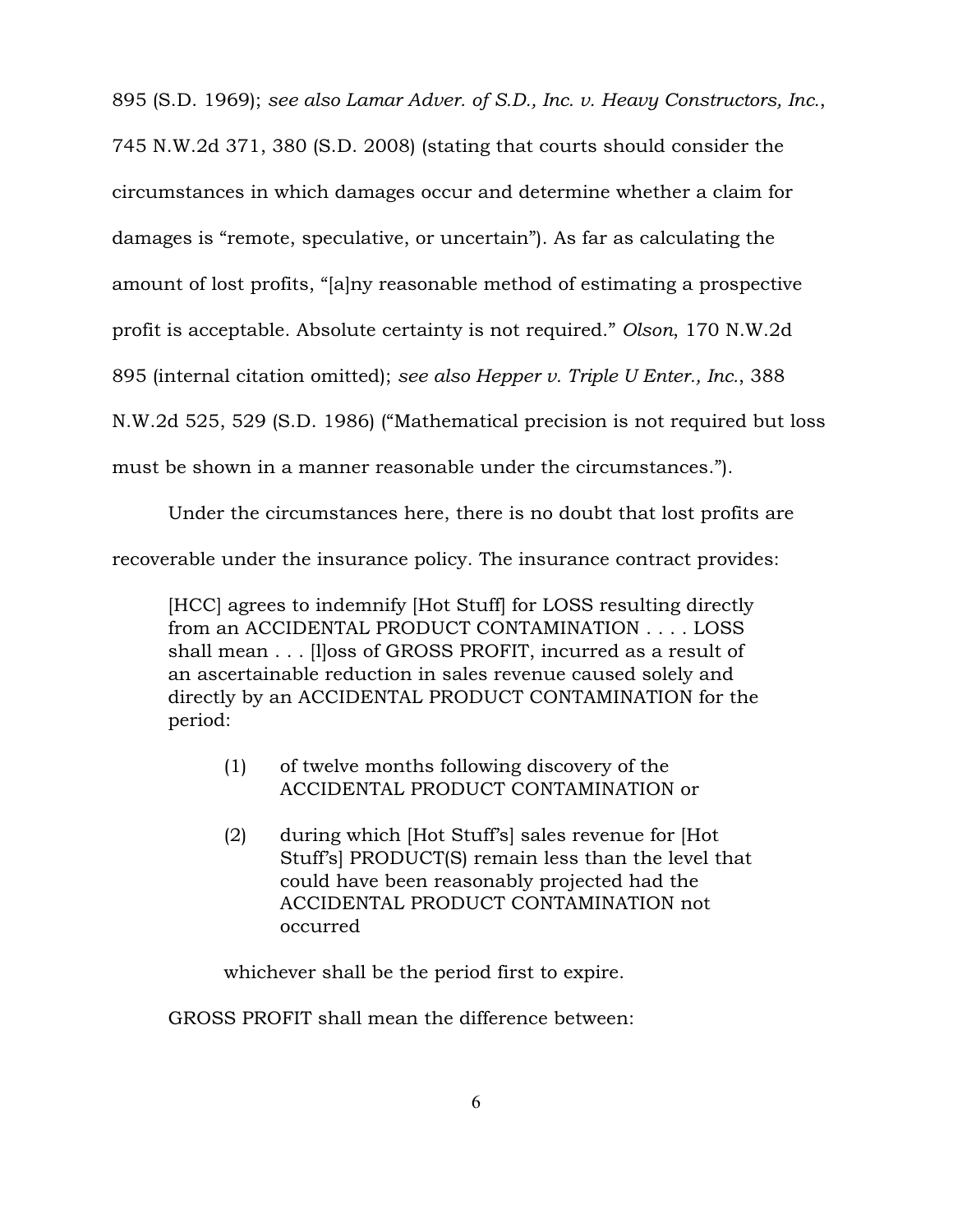895 (S.D. 1969); *see also Lamar Adver. of S.D., Inc. v. Heavy Constructors, Inc.*, 745 N.W.2d 371, 380 (S.D. 2008) (stating that courts should consider the circumstances in which damages occur and determine whether a claim for damages is "remote, speculative, or uncertain"). As far as calculating the amount of lost profits, "[a]ny reasonable method of estimating a prospective profit is acceptable. Absolute certainty is not required." *Olson*, 170 N.W.2d 895 (internal citation omitted); *see also Hepper v. Triple U Enter., Inc.*, 388 N.W.2d 525, 529 (S.D. 1986) ("Mathematical precision is not required but loss must be shown in a manner reasonable under the circumstances.").

Under the circumstances here, there is no doubt that lost profits are recoverable under the insurance policy. The insurance contract provides:

> [HCC] agrees to indemnify [Hot Stuff] for LOSS resulting directly from an ACCIDENTAL PRODUCT CONTAMINATION . . . . LOSS shall mean . . . [l]oss of GROSS PROFIT, incurred as a result of an ascertainable reduction in sales revenue caused solely and directly by an ACCIDENTAL PRODUCT CONTAMINATION for the period:
>
> (1) of twelve months following discovery of the ACCIDENTAL PRODUCT CONTAMINATION or
>
> (2) during which [Hot Stuff's] sales revenue for [Hot Stuff's] PRODUCT(S) remain less than the level that could have been reasonably projected had the ACCIDENTAL PRODUCT CONTAMINATION not occurred
>
> whichever shall be the period first to expire.
>
> GROSS PROFIT shall mean the difference between: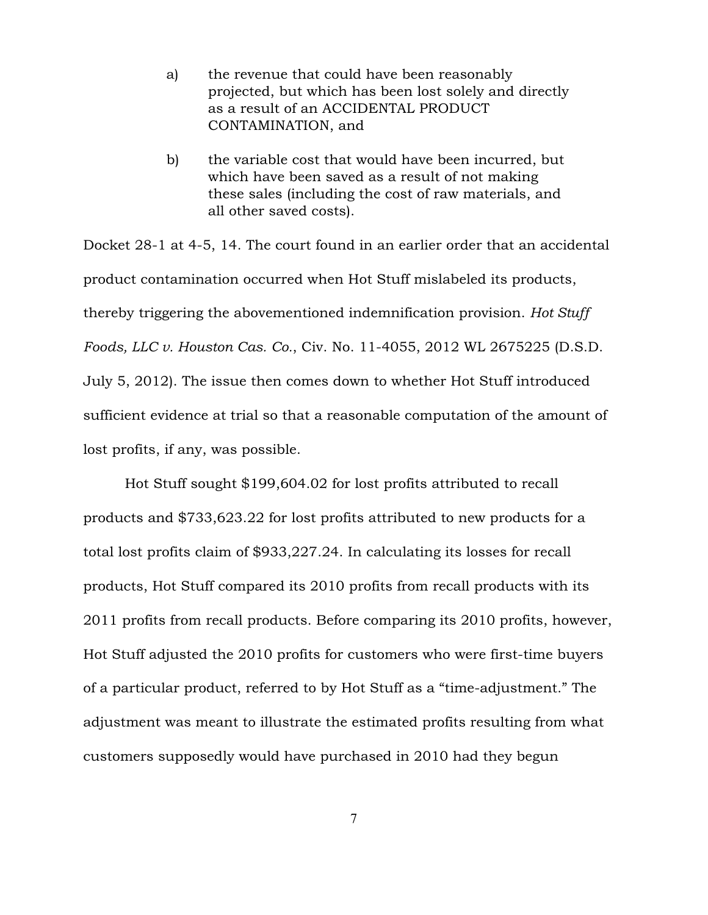a) the revenue that could have been reasonably projected, but which has been lost solely and directly as a result of an ACCIDENTAL PRODUCT CONTAMINATION, and

b) the variable cost that would have been incurred, but which have been saved as a result of not making these sales (including the cost of raw materials, and all other saved costs).

Docket 28-1 at 4-5, 14. The court found in an earlier order that an accidental product contamination occurred when Hot Stuff mislabeled its products, thereby triggering the abovementioned indemnification provision. *Hot Stuff Foods, LLC v. Houston Cas. Co.*, Civ. No. 11-4055, 2012 WL 2675225 (D.S.D. July 5, 2012). The issue then comes down to whether Hot Stuff introduced sufficient evidence at trial so that a reasonable computation of the amount of lost profits, if any, was possible.

Hot Stuff sought $199,604.02 for lost profits attributed to recall products and $733,623.22 for lost profits attributed to new products for a total lost profits claim of $933,227.24. In calculating its losses for recall products, Hot Stuff compared its 2010 profits from recall products with its 2011 profits from recall products. Before comparing its 2010 profits, however, Hot Stuff adjusted the 2010 profits for customers who were first-time buyers of a particular product, referred to by Hot Stuff as a "time-adjustment." The adjustment was meant to illustrate the estimated profits resulting from what customers supposedly would have purchased in 2010 had they begun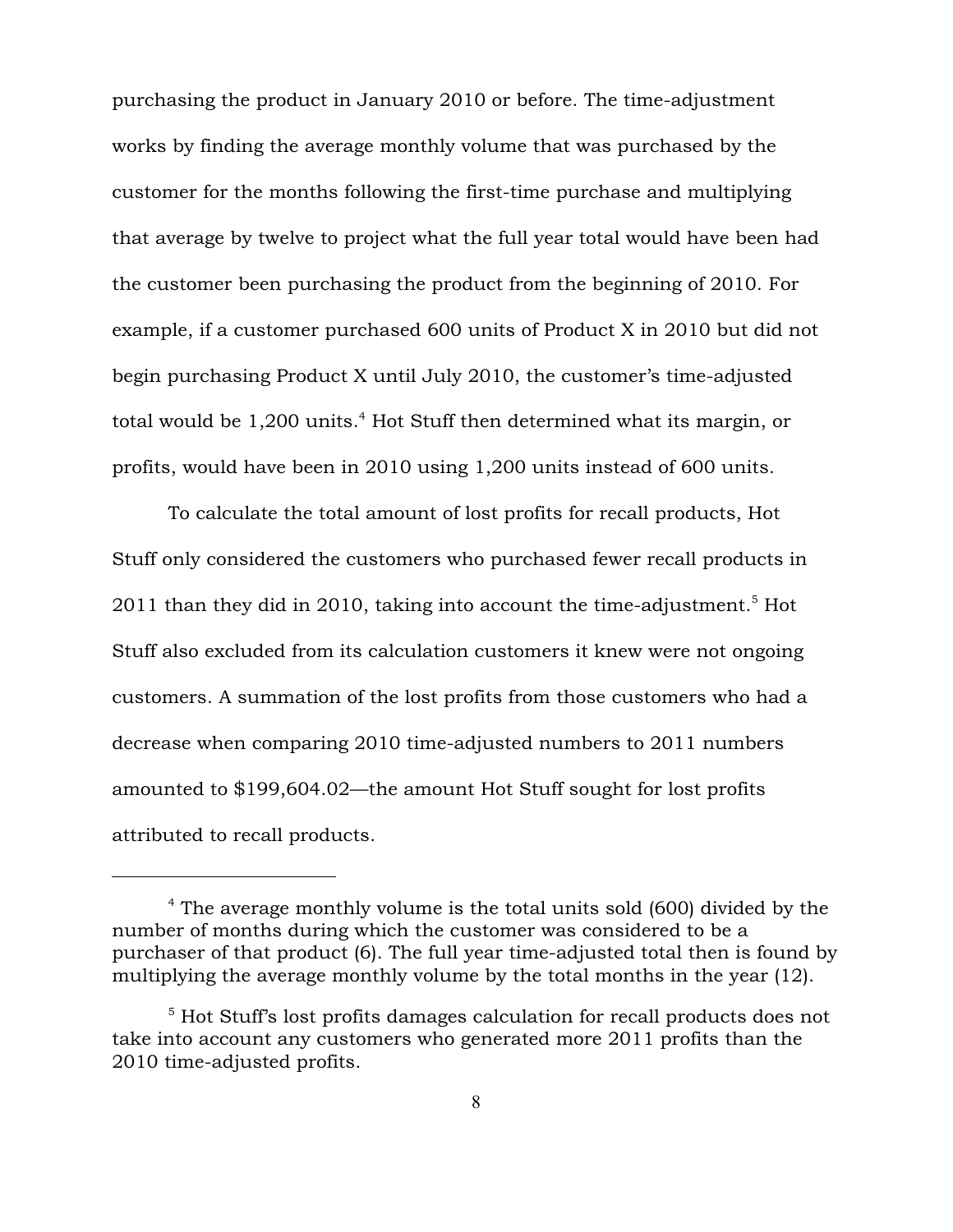purchasing the product in January 2010 or before. The time-adjustment works by finding the average monthly volume that was purchased by the customer for the months following the first-time purchase and multiplying that average by twelve to project what the full year total would have been had the customer been purchasing the product from the beginning of 2010. For example, if a customer purchased 600 units of Product X in 2010 but did not begin purchasing Product X until July 2010, the customer's time-adjusted total would be 1,200 units.[4] Hot Stuff then determined what its margin, or profits, would have been in 2010 using 1,200 units instead of 600 units.

To calculate the total amount of lost profits for recall products, Hot Stuff only considered the customers who purchased fewer recall products in 2011 than they did in 2010, taking into account the time-adjustment.[5] Hot Stuff also excluded from its calculation customers it knew were not ongoing customers. A summation of the lost profits from those customers who had a decrease when comparing 2010 time-adjusted numbers to 2011 numbers amounted to $199,604.02—the amount Hot Stuff sought for lost profits attributed to recall products.

---

[4] The average monthly volume is the total units sold (600) divided by the number of months during which the customer was considered to be a purchaser of that product (6). The full year time-adjusted total then is found by multiplying the average monthly volume by the total months in the year (12).

[5] Hot Stuff's lost profits damages calculation for recall products does not take into account any customers who generated more 2011 profits than the 2010 time-adjusted profits.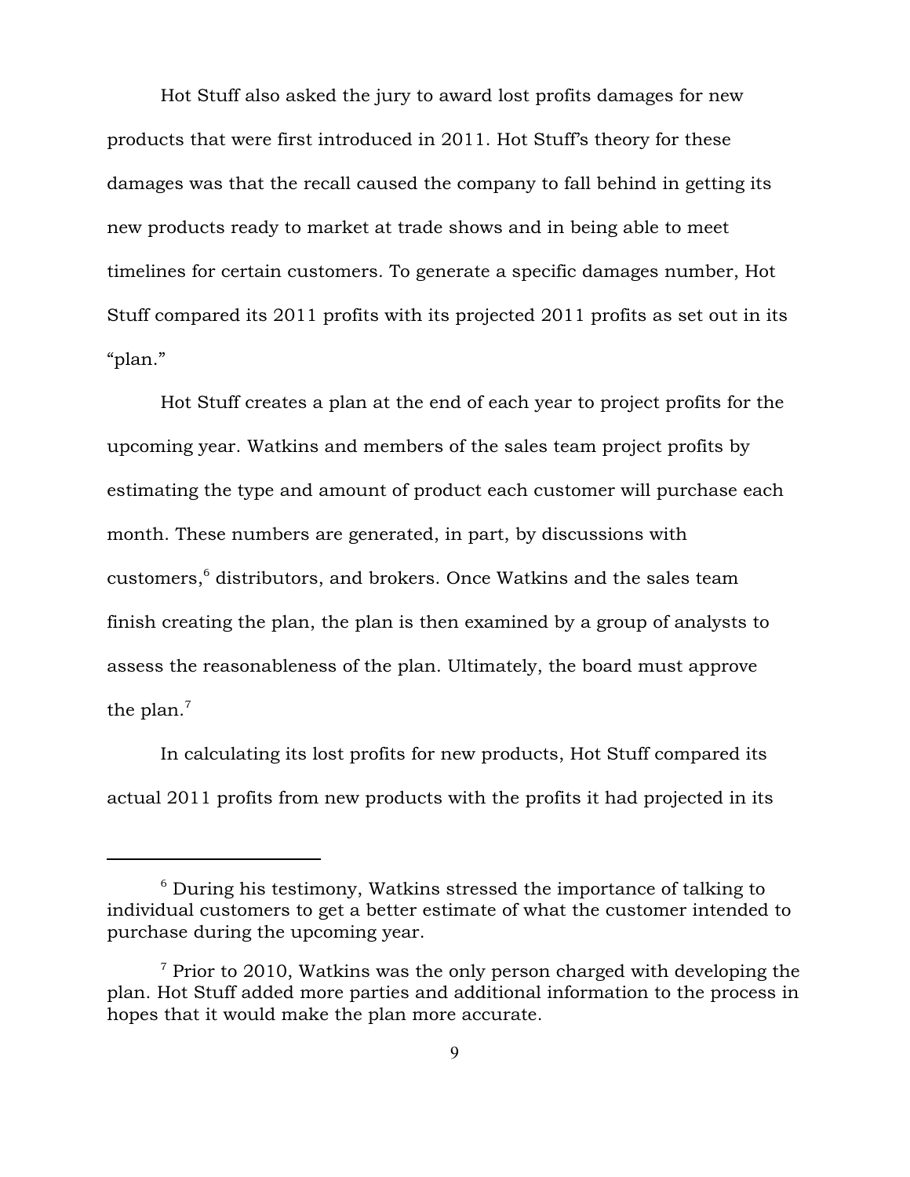Hot Stuff also asked the jury to award lost profits damages for new products that were first introduced in 2011. Hot Stuff's theory for these damages was that the recall caused the company to fall behind in getting its new products ready to market at trade shows and in being able to meet timelines for certain customers. To generate a specific damages number, Hot Stuff compared its 2011 profits with its projected 2011 profits as set out in its "plan."

Hot Stuff creates a plan at the end of each year to project profits for the upcoming year. Watkins and members of the sales team project profits by estimating the type and amount of product each customer will purchase each month. These numbers are generated, in part, by discussions with customers,[6] distributors, and brokers. Once Watkins and the sales team finish creating the plan, the plan is then examined by a group of analysts to assess the reasonableness of the plan. Ultimately, the board must approve the plan.[7]

In calculating its lost profits for new products, Hot Stuff compared its actual 2011 profits from new products with the profits it had projected in its

---

[6] During his testimony, Watkins stressed the importance of talking to individual customers to get a better estimate of what the customer intended to purchase during the upcoming year.

[7] Prior to 2010, Watkins was the only person charged with developing the plan. Hot Stuff added more parties and additional information to the process in hopes that it would make the plan more accurate.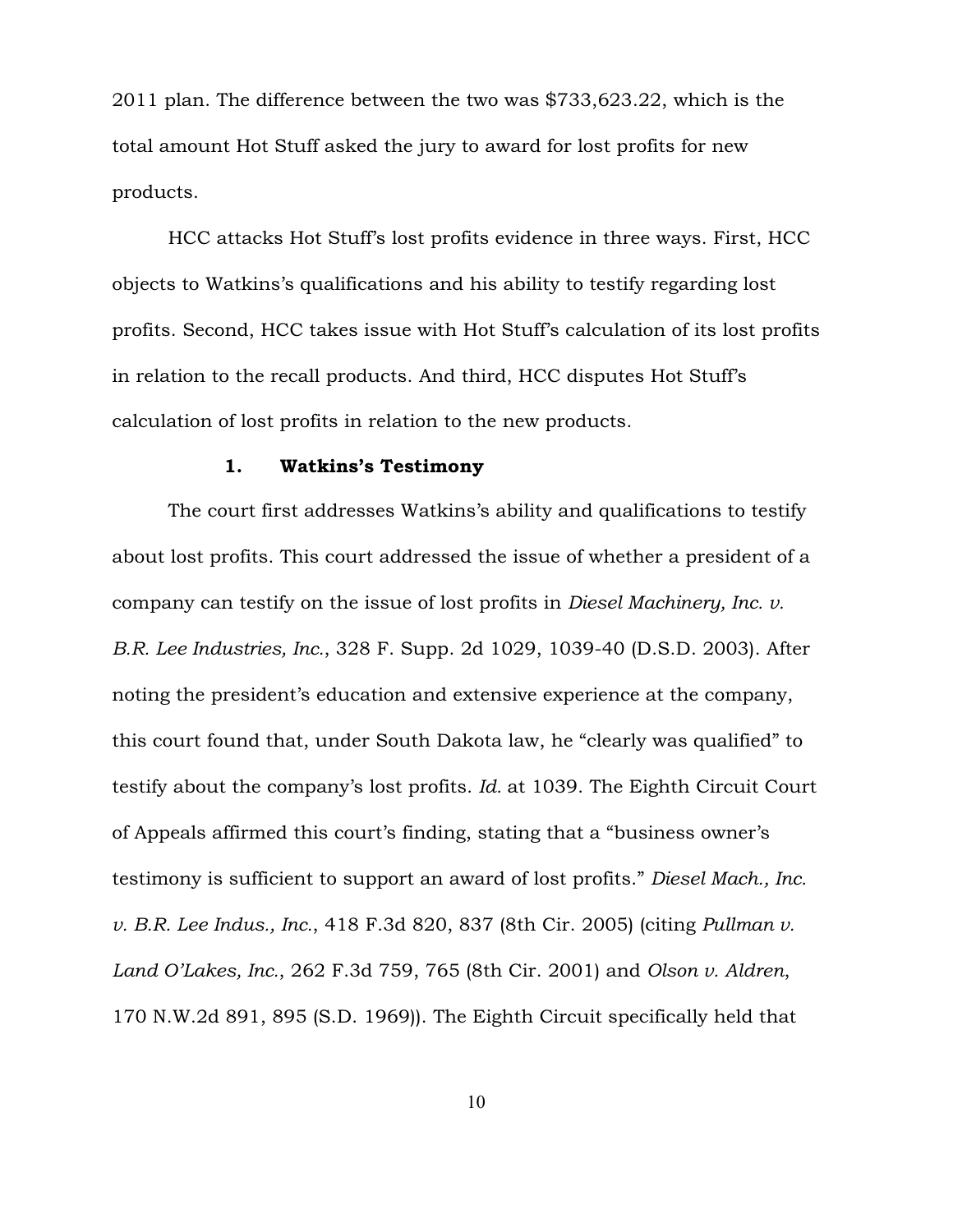2011 plan. The difference between the two was $733,623.22, which is the total amount Hot Stuff asked the jury to award for lost profits for new products.

HCC attacks Hot Stuff's lost profits evidence in three ways. First, HCC objects to Watkins's qualifications and his ability to testify regarding lost profits. Second, HCC takes issue with Hot Stuff's calculation of its lost profits in relation to the recall products. And third, HCC disputes Hot Stuff's calculation of lost profits in relation to the new products.

### 1. Watkins's Testimony

The court first addresses Watkins's ability and qualifications to testify about lost profits. This court addressed the issue of whether a president of a company can testify on the issue of lost profits in *Diesel Machinery, Inc. v. B.R. Lee Industries, Inc.*, 328 F. Supp. 2d 1029, 1039-40 (D.S.D. 2003). After noting the president's education and extensive experience at the company, this court found that, under South Dakota law, he "clearly was qualified" to testify about the company's lost profits. *Id.* at 1039. The Eighth Circuit Court of Appeals affirmed this court's finding, stating that a "business owner's testimony is sufficient to support an award of lost profits." *Diesel Mach., Inc. v. B.R. Lee Indus., Inc.*, 418 F.3d 820, 837 (8th Cir. 2005) (citing *Pullman v. Land O'Lakes, Inc.*, 262 F.3d 759, 765 (8th Cir. 2001) and *Olson v. Aldren*, 170 N.W.2d 891, 895 (S.D. 1969)). The Eighth Circuit specifically held that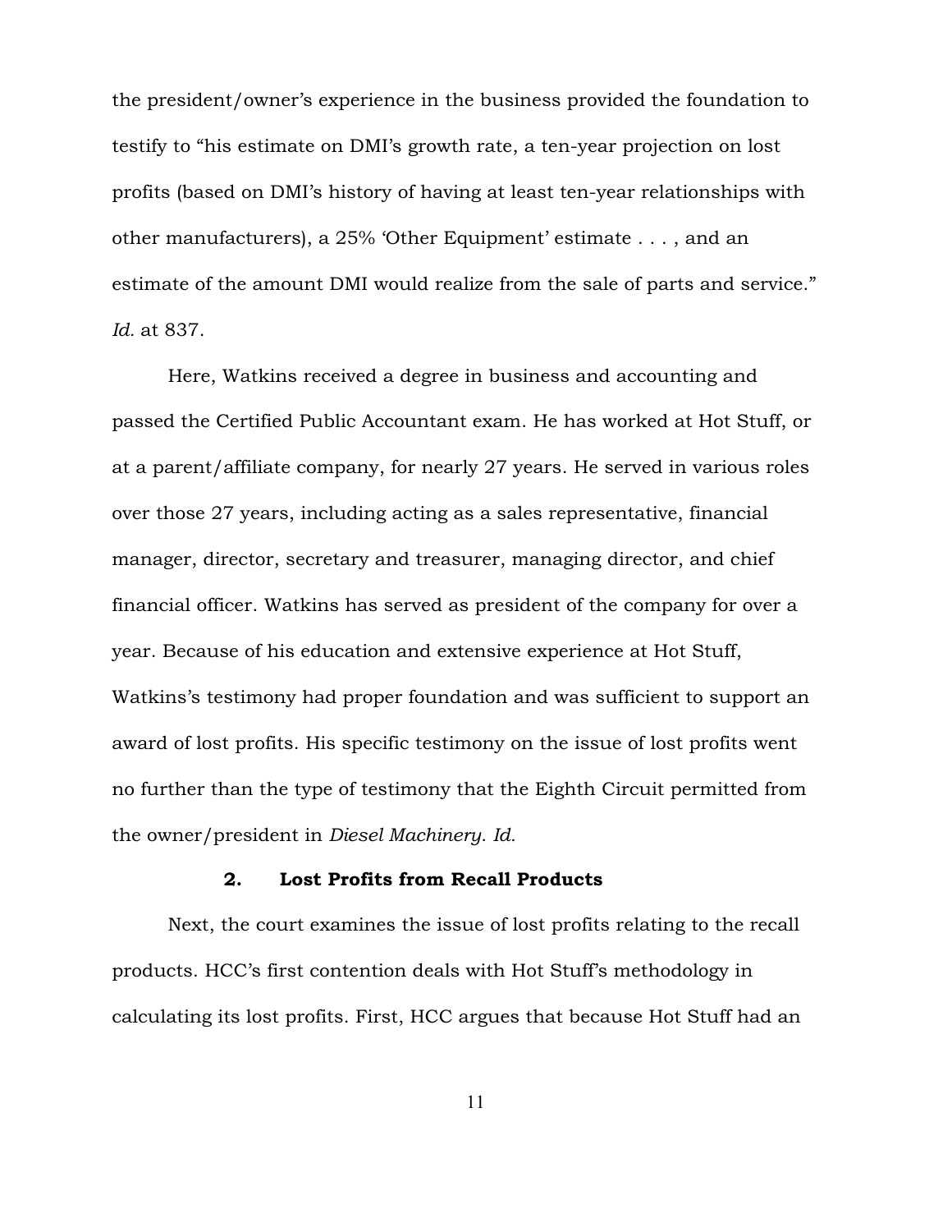the president/owner's experience in the business provided the foundation to testify to "his estimate on DMI's growth rate, a ten-year projection on lost profits (based on DMI's history of having at least ten-year relationships with other manufacturers), a 25% 'Other Equipment' estimate . . . , and an estimate of the amount DMI would realize from the sale of parts and service." *Id.* at 837.

Here, Watkins received a degree in business and accounting and passed the Certified Public Accountant exam. He has worked at Hot Stuff, or at a parent/affiliate company, for nearly 27 years. He served in various roles over those 27 years, including acting as a sales representative, financial manager, director, secretary and treasurer, managing director, and chief financial officer. Watkins has served as president of the company for over a year. Because of his education and extensive experience at Hot Stuff, Watkins's testimony had proper foundation and was sufficient to support an award of lost profits. His specific testimony on the issue of lost profits went no further than the type of testimony that the Eighth Circuit permitted from the owner/president in *Diesel Machinery*. *Id.*

### 2. Lost Profits from Recall Products

Next, the court examines the issue of lost profits relating to the recall products. HCC's first contention deals with Hot Stuff's methodology in calculating its lost profits. First, HCC argues that because Hot Stuff had an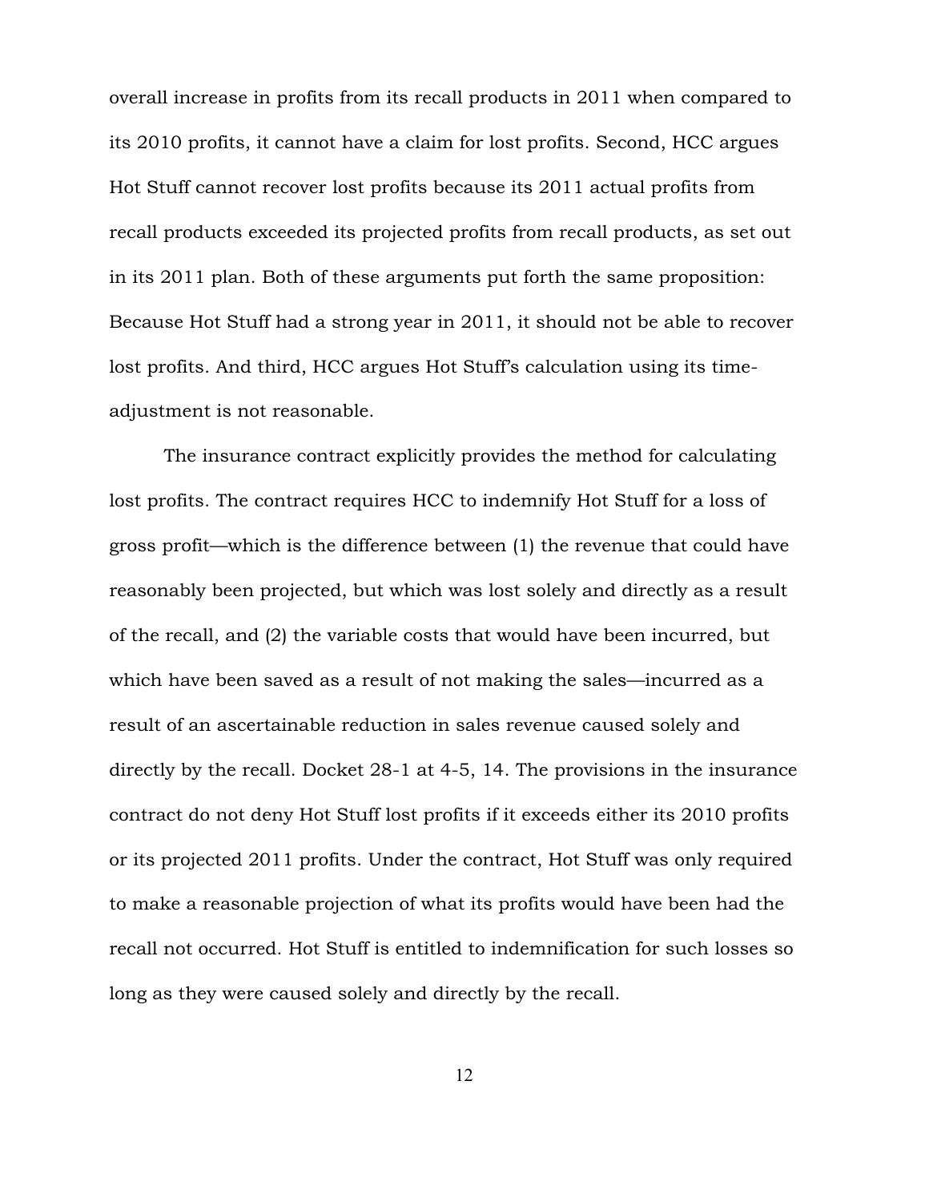overall increase in profits from its recall products in 2011 when compared to its 2010 profits, it cannot have a claim for lost profits. Second, HCC argues Hot Stuff cannot recover lost profits because its 2011 actual profits from recall products exceeded its projected profits from recall products, as set out in its 2011 plan. Both of these arguments put forth the same proposition: Because Hot Stuff had a strong year in 2011, it should not be able to recover lost profits. And third, HCC argues Hot Stuff's calculation using its time-adjustment is not reasonable.

The insurance contract explicitly provides the method for calculating lost profits. The contract requires HCC to indemnify Hot Stuff for a loss of gross profit—which is the difference between (1) the revenue that could have reasonably been projected, but which was lost solely and directly as a result of the recall, and (2) the variable costs that would have been incurred, but which have been saved as a result of not making the sales—incurred as a result of an ascertainable reduction in sales revenue caused solely and directly by the recall. Docket 28-1 at 4-5, 14. The provisions in the insurance contract do not deny Hot Stuff lost profits if it exceeds either its 2010 profits or its projected 2011 profits. Under the contract, Hot Stuff was only required to make a reasonable projection of what its profits would have been had the recall not occurred. Hot Stuff is entitled to indemnification for such losses so long as they were caused solely and directly by the recall.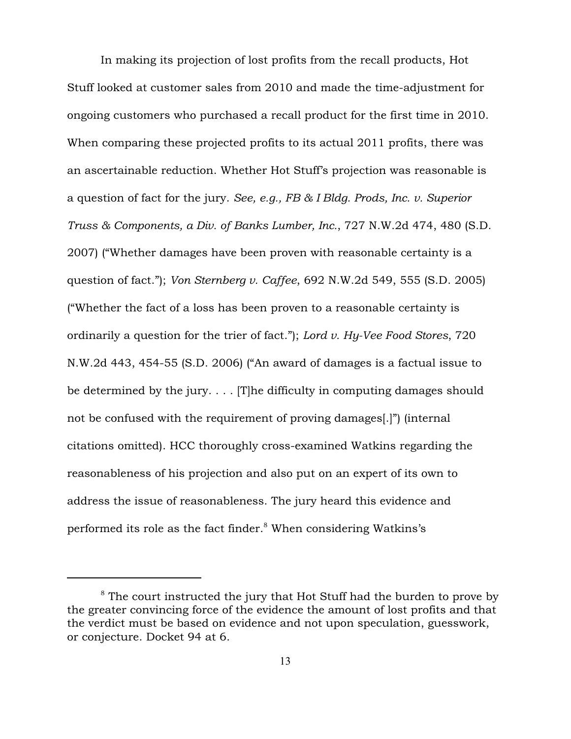In making its projection of lost profits from the recall products, Hot Stuff looked at customer sales from 2010 and made the time-adjustment for ongoing customers who purchased a recall product for the first time in 2010. When comparing these projected profits to its actual 2011 profits, there was an ascertainable reduction. Whether Hot Stuff's projection was reasonable is a question of fact for the jury. *See, e.g., FB & I Bldg. Prods, Inc. v. Superior Truss & Components, a Div. of Banks Lumber, Inc.*, 727 N.W.2d 474, 480 (S.D. 2007) ("Whether damages have been proven with reasonable certainty is a question of fact."); *Von Sternberg v. Caffee*, 692 N.W.2d 549, 555 (S.D. 2005) ("Whether the fact of a loss has been proven to a reasonable certainty is ordinarily a question for the trier of fact."); *Lord v. Hy-Vee Food Stores*, 720 N.W.2d 443, 454-55 (S.D. 2006) ("An award of damages is a factual issue to be determined by the jury. . . . [T]he difficulty in computing damages should not be confused with the requirement of proving damages[.]") (internal citations omitted). HCC thoroughly cross-examined Watkins regarding the reasonableness of his projection and also put on an expert of its own to address the issue of reasonableness. The jury heard this evidence and performed its role as the fact finder.[8] When considering Watkins's

---

[8] The court instructed the jury that Hot Stuff had the burden to prove by the greater convincing force of the evidence the amount of lost profits and that the verdict must be based on evidence and not upon speculation, guesswork, or conjecture. Docket 94 at 6.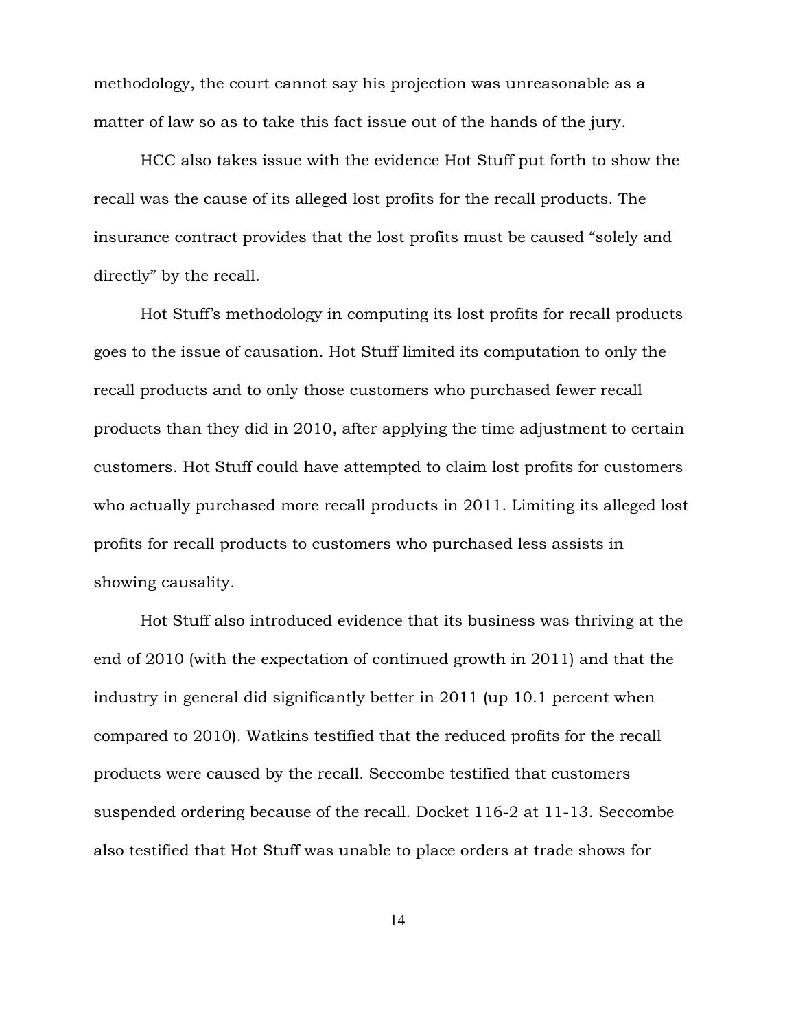methodology, the court cannot say his projection was unreasonable as a matter of law so as to take this fact issue out of the hands of the jury.

HCC also takes issue with the evidence Hot Stuff put forth to show the recall was the cause of its alleged lost profits for the recall products. The insurance contract provides that the lost profits must be caused "solely and directly" by the recall.

Hot Stuff's methodology in computing its lost profits for recall products goes to the issue of causation. Hot Stuff limited its computation to only the recall products and to only those customers who purchased fewer recall products than they did in 2010, after applying the time adjustment to certain customers. Hot Stuff could have attempted to claim lost profits for customers who actually purchased more recall products in 2011. Limiting its alleged lost profits for recall products to customers who purchased less assists in showing causality.

Hot Stuff also introduced evidence that its business was thriving at the end of 2010 (with the expectation of continued growth in 2011) and that the industry in general did significantly better in 2011 (up 10.1 percent when compared to 2010). Watkins testified that the reduced profits for the recall products were caused by the recall. Seccombe testified that customers suspended ordering because of the recall. Docket 116-2 at 11-13. Seccombe also testified that Hot Stuff was unable to place orders at trade shows for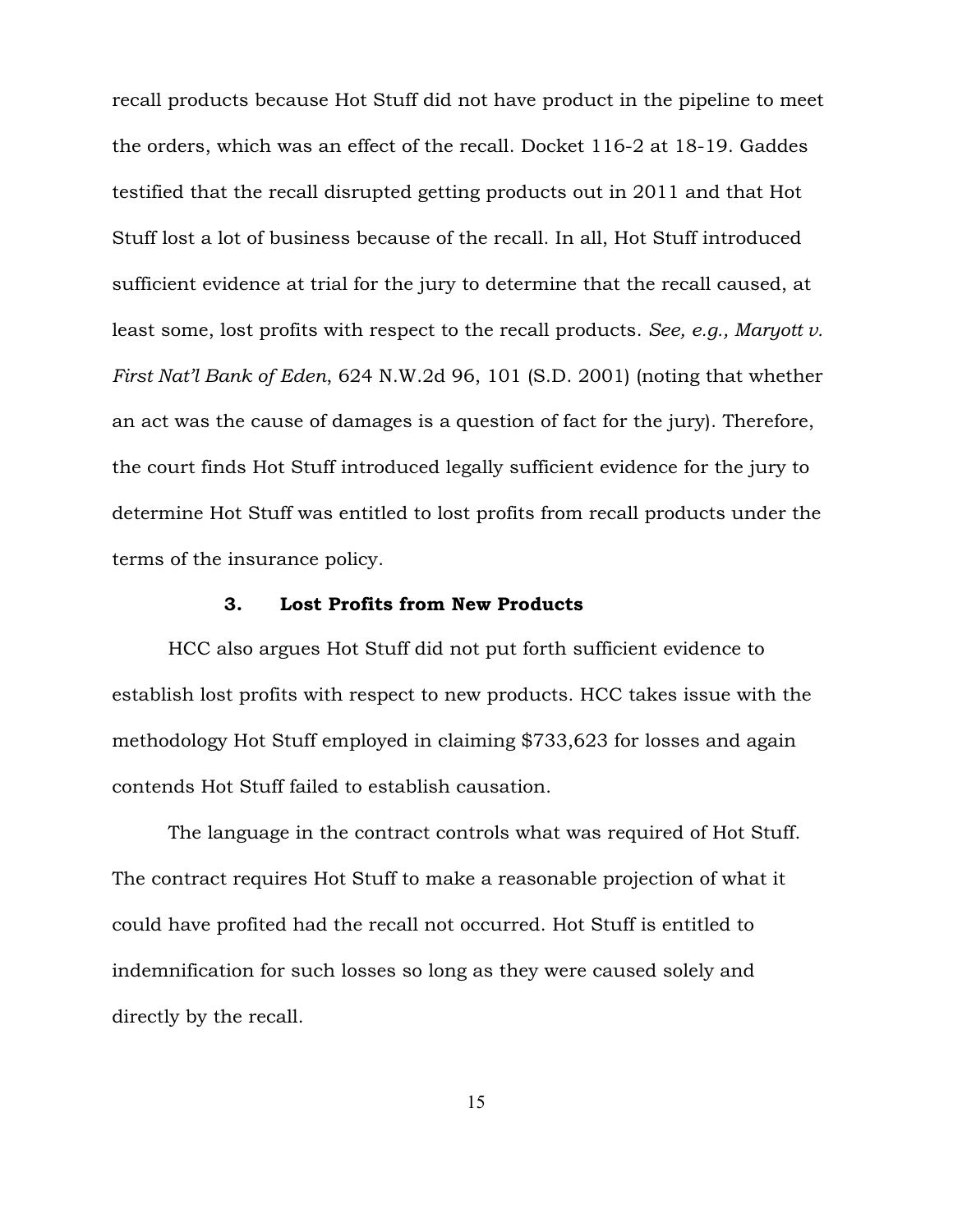recall products because Hot Stuff did not have product in the pipeline to meet the orders, which was an effect of the recall. Docket 116-2 at 18-19. Gaddes testified that the recall disrupted getting products out in 2011 and that Hot Stuff lost a lot of business because of the recall. In all, Hot Stuff introduced sufficient evidence at trial for the jury to determine that the recall caused, at least some, lost profits with respect to the recall products. *See, e.g., Maryott v. First Nat'l Bank of Eden*, 624 N.W.2d 96, 101 (S.D. 2001) (noting that whether an act was the cause of damages is a question of fact for the jury). Therefore, the court finds Hot Stuff introduced legally sufficient evidence for the jury to determine Hot Stuff was entitled to lost profits from recall products under the terms of the insurance policy.

### 3. Lost Profits from New Products

HCC also argues Hot Stuff did not put forth sufficient evidence to establish lost profits with respect to new products. HCC takes issue with the methodology Hot Stuff employed in claiming $733,623 for losses and again contends Hot Stuff failed to establish causation.

The language in the contract controls what was required of Hot Stuff. The contract requires Hot Stuff to make a reasonable projection of what it could have profited had the recall not occurred. Hot Stuff is entitled to indemnification for such losses so long as they were caused solely and directly by the recall.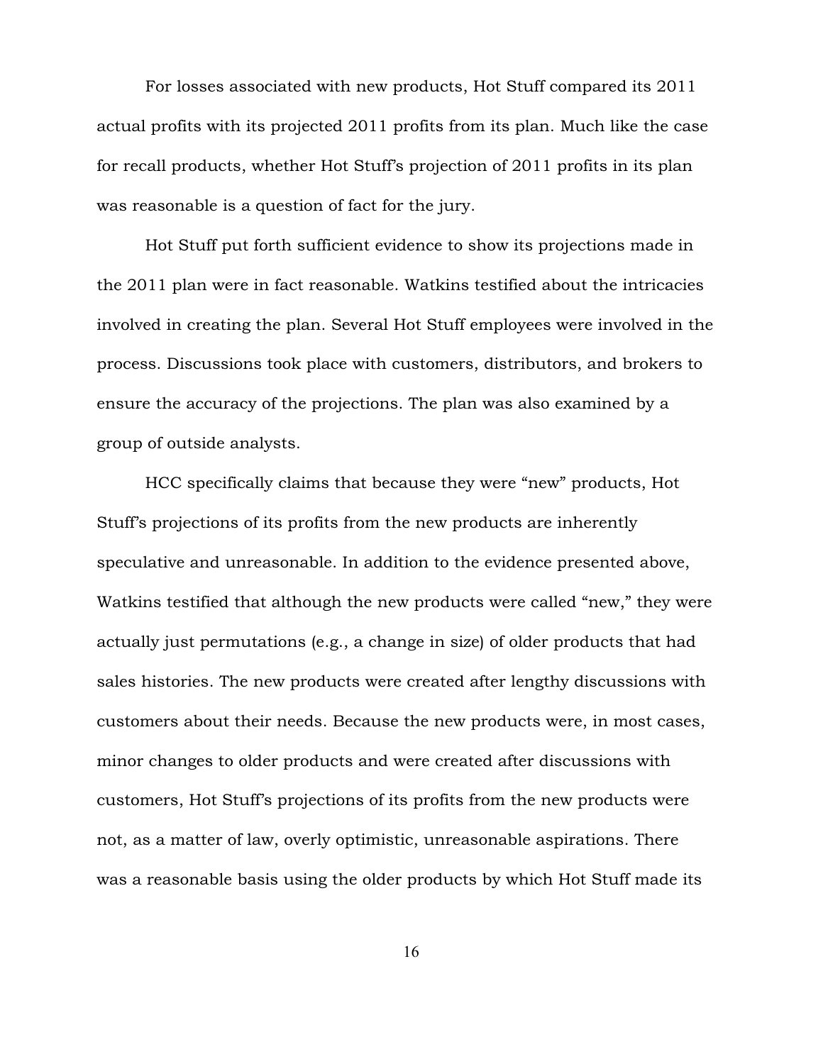For losses associated with new products, Hot Stuff compared its 2011 actual profits with its projected 2011 profits from its plan. Much like the case for recall products, whether Hot Stuff's projection of 2011 profits in its plan was reasonable is a question of fact for the jury.

Hot Stuff put forth sufficient evidence to show its projections made in the 2011 plan were in fact reasonable. Watkins testified about the intricacies involved in creating the plan. Several Hot Stuff employees were involved in the process. Discussions took place with customers, distributors, and brokers to ensure the accuracy of the projections. The plan was also examined by a group of outside analysts.

HCC specifically claims that because they were "new" products, Hot Stuff's projections of its profits from the new products are inherently speculative and unreasonable. In addition to the evidence presented above, Watkins testified that although the new products were called "new," they were actually just permutations (e.g., a change in size) of older products that had sales histories. The new products were created after lengthy discussions with customers about their needs. Because the new products were, in most cases, minor changes to older products and were created after discussions with customers, Hot Stuff's projections of its profits from the new products were not, as a matter of law, overly optimistic, unreasonable aspirations. There was a reasonable basis using the older products by which Hot Stuff made its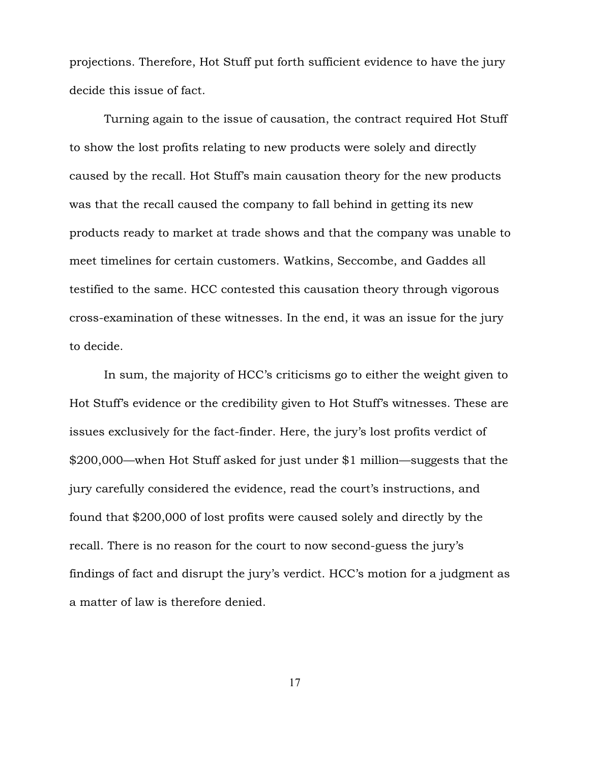projections. Therefore, Hot Stuff put forth sufficient evidence to have the jury decide this issue of fact.

Turning again to the issue of causation, the contract required Hot Stuff to show the lost profits relating to new products were solely and directly caused by the recall. Hot Stuff's main causation theory for the new products was that the recall caused the company to fall behind in getting its new products ready to market at trade shows and that the company was unable to meet timelines for certain customers. Watkins, Seccombe, and Gaddes all testified to the same. HCC contested this causation theory through vigorous cross-examination of these witnesses. In the end, it was an issue for the jury to decide.

In sum, the majority of HCC's criticisms go to either the weight given to Hot Stuff's evidence or the credibility given to Hot Stuff's witnesses. These are issues exclusively for the fact-finder. Here, the jury's lost profits verdict of $200,000—when Hot Stuff asked for just under $1 million—suggests that the jury carefully considered the evidence, read the court's instructions, and found that $200,000 of lost profits were caused solely and directly by the recall. There is no reason for the court to now second-guess the jury's findings of fact and disrupt the jury's verdict. HCC's motion for a judgment as a matter of law is therefore denied.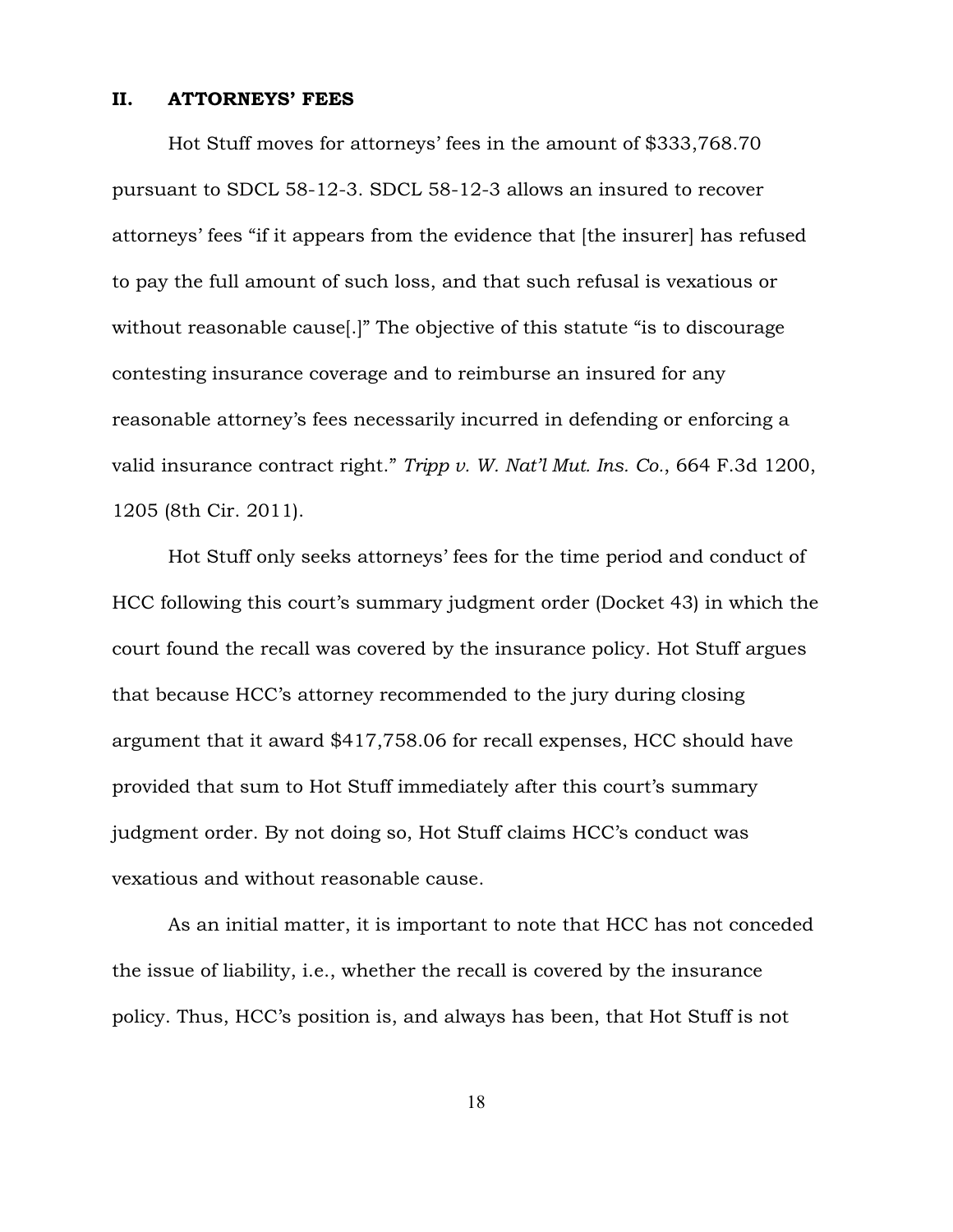## II. ATTORNEYS' FEES

Hot Stuff moves for attorneys' fees in the amount of $333,768.70 pursuant to SDCL 58-12-3. SDCL 58-12-3 allows an insured to recover attorneys' fees "if it appears from the evidence that [the insurer] has refused to pay the full amount of such loss, and that such refusal is vexatious or without reasonable cause[.]" The objective of this statute "is to discourage contesting insurance coverage and to reimburse an insured for any reasonable attorney's fees necessarily incurred in defending or enforcing a valid insurance contract right." *Tripp v. W. Nat'l Mut. Ins. Co.*, 664 F.3d 1200, 1205 (8th Cir. 2011).

Hot Stuff only seeks attorneys' fees for the time period and conduct of HCC following this court's summary judgment order (Docket 43) in which the court found the recall was covered by the insurance policy. Hot Stuff argues that because HCC's attorney recommended to the jury during closing argument that it award $417,758.06 for recall expenses, HCC should have provided that sum to Hot Stuff immediately after this court's summary judgment order. By not doing so, Hot Stuff claims HCC's conduct was vexatious and without reasonable cause.

As an initial matter, it is important to note that HCC has not conceded the issue of liability, i.e., whether the recall is covered by the insurance policy. Thus, HCC's position is, and always has been, that Hot Stuff is not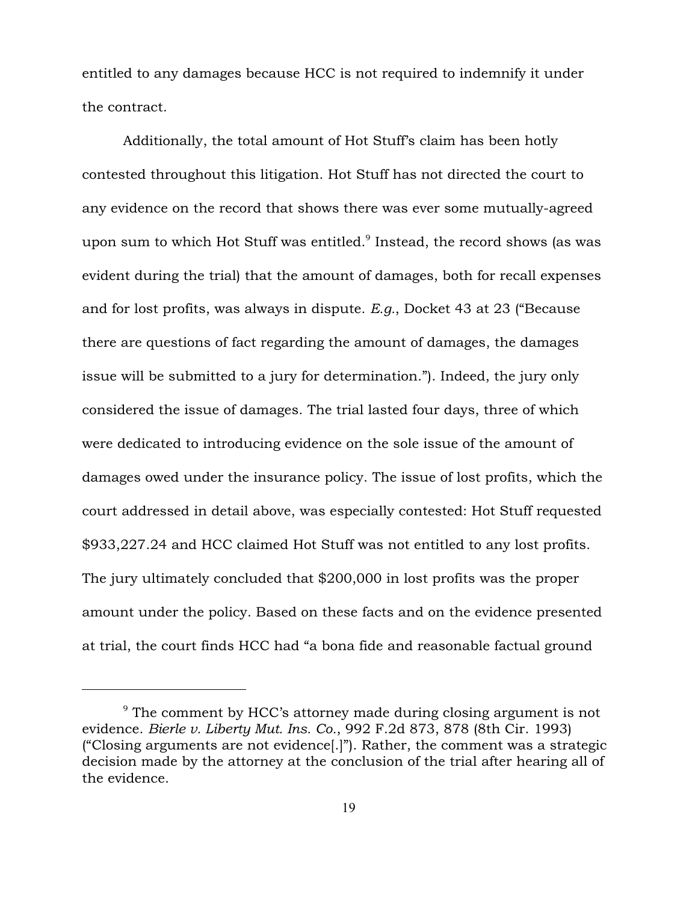entitled to any damages because HCC is not required to indemnify it under the contract.

Additionally, the total amount of Hot Stuff's claim has been hotly contested throughout this litigation. Hot Stuff has not directed the court to any evidence on the record that shows there was ever some mutually-agreed upon sum to which Hot Stuff was entitled.[9] Instead, the record shows (as was evident during the trial) that the amount of damages, both for recall expenses and for lost profits, was always in dispute. *E.g.*, Docket 43 at 23 ("Because there are questions of fact regarding the amount of damages, the damages issue will be submitted to a jury for determination."). Indeed, the jury only considered the issue of damages. The trial lasted four days, three of which were dedicated to introducing evidence on the sole issue of the amount of damages owed under the insurance policy. The issue of lost profits, which the court addressed in detail above, was especially contested: Hot Stuff requested $933,227.24 and HCC claimed Hot Stuff was not entitled to any lost profits. The jury ultimately concluded that $200,000 in lost profits was the proper amount under the policy. Based on these facts and on the evidence presented at trial, the court finds HCC had "a bona fide and reasonable factual ground

---

[9] The comment by HCC's attorney made during closing argument is not evidence. *Bierle v. Liberty Mut. Ins. Co.*, 992 F.2d 873, 878 (8th Cir. 1993) ("Closing arguments are not evidence[.]"). Rather, the comment was a strategic decision made by the attorney at the conclusion of the trial after hearing all of the evidence.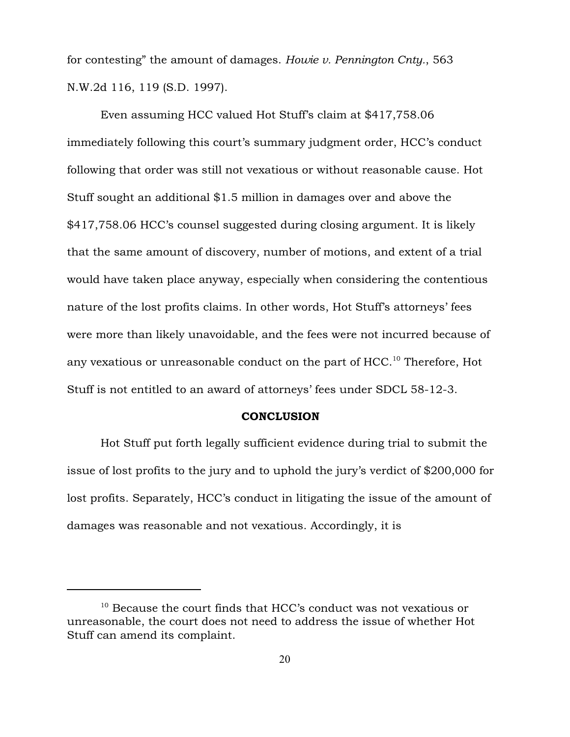for contesting" the amount of damages. *Howie v. Pennington Cnty.*, 563 N.W.2d 116, 119 (S.D. 1997).

Even assuming HCC valued Hot Stuff's claim at $417,758.06 immediately following this court's summary judgment order, HCC's conduct following that order was still not vexatious or without reasonable cause. Hot Stuff sought an additional $1.5 million in damages over and above the $417,758.06 HCC's counsel suggested during closing argument. It is likely that the same amount of discovery, number of motions, and extent of a trial would have taken place anyway, especially when considering the contentious nature of the lost profits claims. In other words, Hot Stuff's attorneys' fees were more than likely unavoidable, and the fees were not incurred because of any vexatious or unreasonable conduct on the part of HCC.[10] Therefore, Hot Stuff is not entitled to an award of attorneys' fees under SDCL 58-12-3.

## CONCLUSION

Hot Stuff put forth legally sufficient evidence during trial to submit the issue of lost profits to the jury and to uphold the jury's verdict of $200,000 for lost profits. Separately, HCC's conduct in litigating the issue of the amount of damages was reasonable and not vexatious. Accordingly, it is

---

[10] Because the court finds that HCC's conduct was not vexatious or unreasonable, the court does not need to address the issue of whether Hot Stuff can amend its complaint.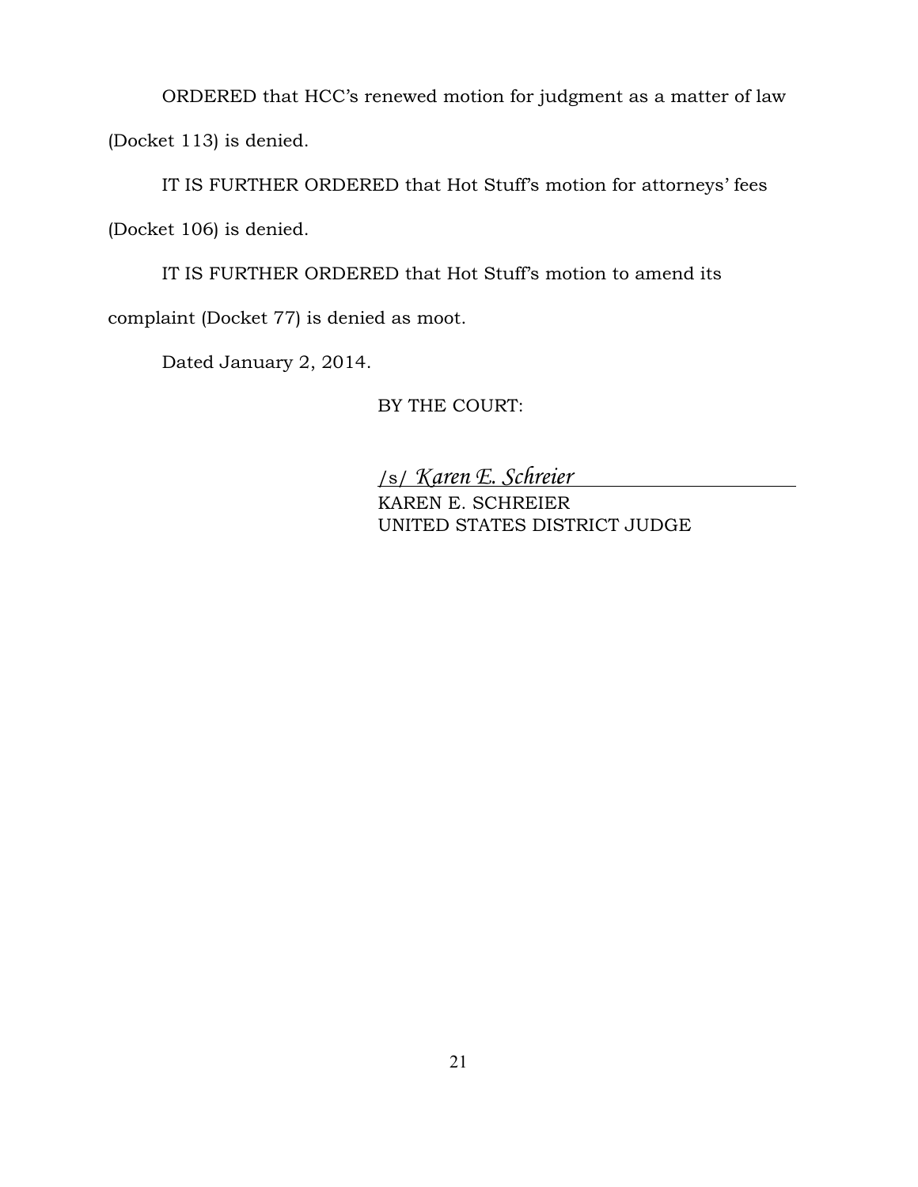ORDERED that HCC's renewed motion for judgment as a matter of law (Docket 113) is denied.

IT IS FURTHER ORDERED that Hot Stuff's motion for attorneys' fees (Docket 106) is denied.

IT IS FURTHER ORDERED that Hot Stuff's motion to amend its complaint (Docket 77) is denied as moot.

Dated January 2, 2014.

BY THE COURT:

/s/ *Karen E. Schreier*
KAREN E. SCHREIER
UNITED STATES DISTRICT JUDGE